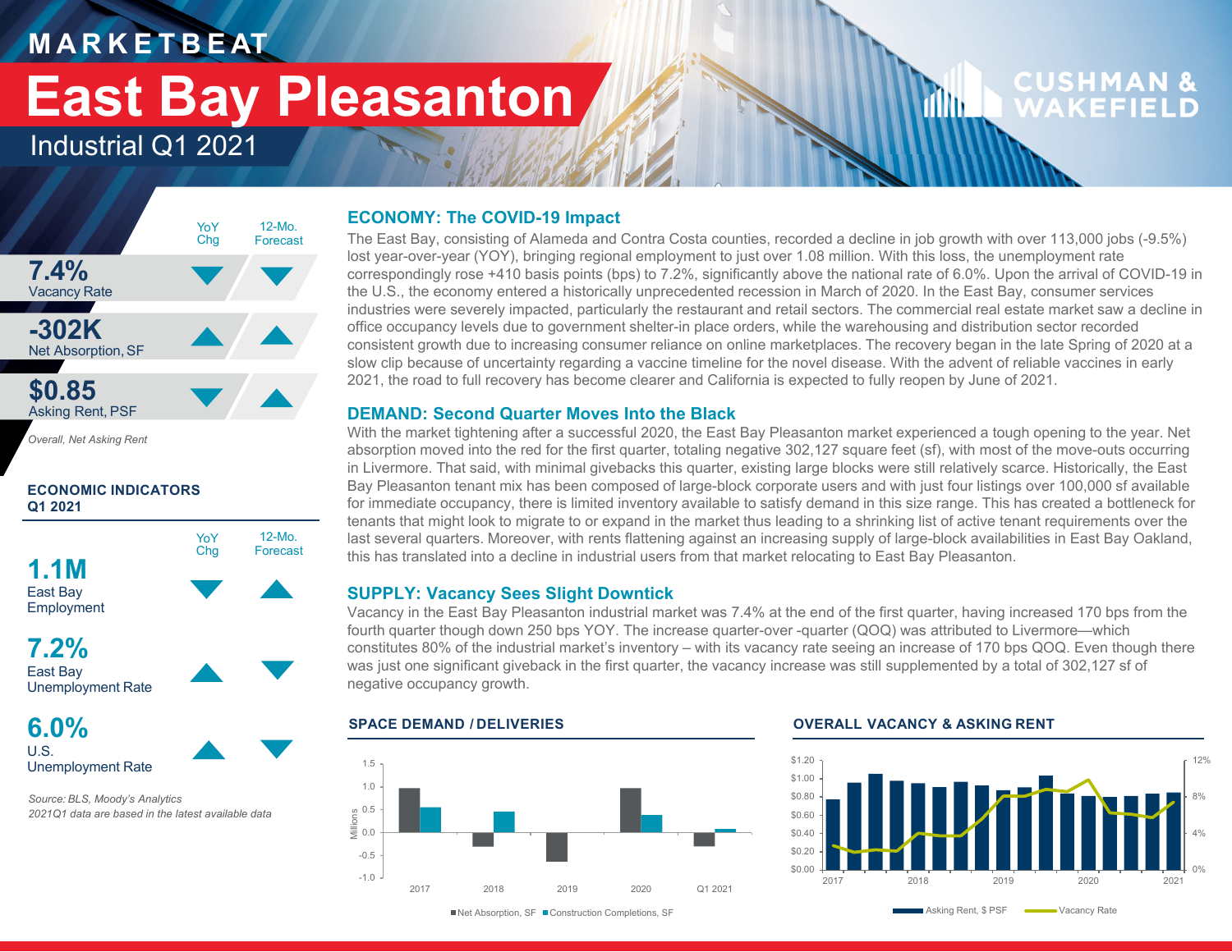# MARKETBEAT

# East Bay Pleasanton

## Industrial Q1 2021

CUSHMAN & WAKEFIELD

| | YoY Chg | 12-Mo. Forecast |
|---|---|---|
| **7.4%** Vacancy Rate | ▼ | ▼ |
| **-302K** Net Absorption, SF | ▲ | ▲ |
| **$0.85** Asking Rent, PSF | ▼ | ▲ |

*Overall, Net Asking Rent*

### ECONOMIC INDICATORS Q1 2021

| | YoY Chg | 12-Mo. Forecast |
|---|---|---|
| **1.1M** East Bay Employment | ▼ | ▲ |
| **7.2%** East Bay Unemployment Rate | ▲ | ▼ |
| **6.0%** U.S. Unemployment Rate | ▲ | ▼ |

*Source: BLS, Moody's Analytics*
*2021Q1 data are based in the latest available data*

### ECONOMY: The COVID-19 Impact

The East Bay, consisting of Alameda and Contra Costa counties, recorded a decline in job growth with over 113,000 jobs (-9.5%) lost year-over-year (YOY), bringing regional employment to just over 1.08 million. With this loss, the unemployment rate correspondingly rose +410 basis points (bps) to 7.2%, significantly above the national rate of 6.0%. Upon the arrival of COVID-19 in the U.S., the economy entered a historically unprecedented recession in March of 2020. In the East Bay, consumer services industries were severely impacted, particularly the restaurant and retail sectors. The commercial real estate market saw a decline in office occupancy levels due to government shelter-in place orders, while the warehousing and distribution sector recorded consistent growth due to increasing consumer reliance on online marketplaces. The recovery began in the late Spring of 2020 at a slow clip because of uncertainty regarding a vaccine timeline for the novel disease. With the advent of reliable vaccines in early 2021, the road to full recovery has become clearer and California is expected to fully reopen by June of 2021.

### DEMAND: Second Quarter Moves Into the Black

With the market tightening after a successful 2020, the East Bay Pleasanton market experienced a tough opening to the year. Net absorption moved into the red for the first quarter, totaling negative 302,127 square feet (sf), with most of the move-outs occurring in Livermore. That said, with minimal givebacks this quarter, existing large blocks were still relatively scarce. Historically, the East Bay Pleasanton tenant mix has been composed of large-block corporate users and with just four listings over 100,000 sf available for immediate occupancy, there is limited inventory available to satisfy demand in this size range. This has created a bottleneck for tenants that might look to migrate to or expand in the market thus leading to a shrinking list of active tenant requirements over the last several quarters. Moreover, with rents flattening against an increasing supply of large-block availabilities in East Bay Oakland, this has translated into a decline in industrial users from that market relocating to East Bay Pleasanton.

### SUPPLY: Vacancy Sees Slight Downtick

Vacancy in the East Bay Pleasanton industrial market was 7.4% at the end of the first quarter, having increased 170 bps from the fourth quarter though down 250 bps YOY. The increase quarter-over -quarter (QOQ) was attributed to Livermore—which constitutes 80% of the industrial market's inventory – with its vacancy rate seeing an increase of 170 bps QOQ. Even though there was just one significant giveback in the first quarter, the vacancy increase was still supplemented by a total of 302,127 sf of negative occupancy growth.

### SPACE DEMAND / DELIVERIES

Net Absorption, SF / Construction Completions, SF (Millions) — 2017, 2018, 2019, 2020, Q1 2021

### OVERALL VACANCY & ASKING RENT

Asking Rent, $ PSF / Vacancy Rate — 2017 to 2021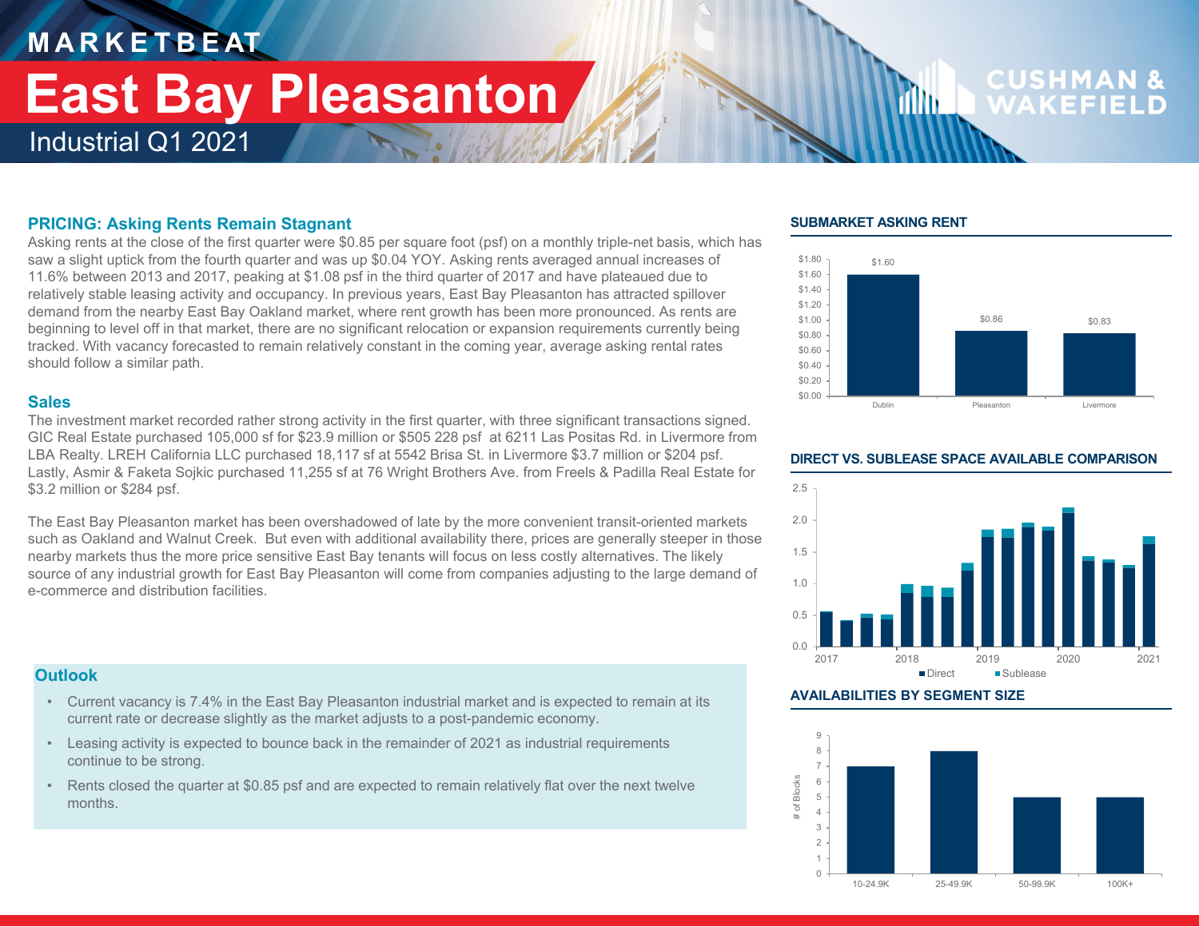# MARKETBEAT

# East Bay Pleasanton

Industrial Q1 2021

## PRICING: Asking Rents Remain Stagnant

Asking rents at the close of the first quarter were $0.85 per square foot (psf) on a monthly triple-net basis, which has saw a slight uptick from the fourth quarter and was up $0.04 YOY. Asking rents averaged annual increases of 11.6% between 2013 and 2017, peaking at $1.08 psf in the third quarter of 2017 and have plateaued due to relatively stable leasing activity and occupancy. In previous years, East Bay Pleasanton has attracted spillover demand from the nearby East Bay Oakland market, where rent growth has been more pronounced. As rents are beginning to level off in that market, there are no significant relocation or expansion requirements currently being tracked. With vacancy forecasted to remain relatively constant in the coming year, average asking rental rates should follow a similar path.

## Sales

The investment market recorded rather strong activity in the first quarter, with three significant transactions signed. GIC Real Estate purchased 105,000 sf for $23.9 million or $505 228 psf at 6211 Las Positas Rd. in Livermore from LBA Realty. LREH California LLC purchased 18,117 sf at 5542 Brisa St. in Livermore $3.7 million or $204 psf. Lastly, Asmir & Faketa Sojkic purchased 11,255 sf at 76 Wright Brothers Ave. from Freels & Padilla Real Estate for $3.2 million or $284 psf.

The East Bay Pleasanton market has been overshadowed of late by the more convenient transit-oriented markets such as Oakland and Walnut Creek. But even with additional availability there, prices are generally steeper in those nearby markets thus the more price sensitive East Bay tenants will focus on less costly alternatives. The likely source of any industrial growth for East Bay Pleasanton will come from companies adjusting to the large demand of e-commerce and distribution facilities.

## Outlook

- Current vacancy is 7.4% in the East Bay Pleasanton industrial market and is expected to remain at its current rate or decrease slightly as the market adjusts to a post-pandemic economy.
- Leasing activity is expected to bounce back in the remainder of 2021 as industrial requirements continue to be strong.
- Rents closed the quarter at $0.85 psf and are expected to remain relatively flat over the next twelve months.

### SUBMARKET ASKING RENT

| Submarket | Asking Rent |
| --- | --- |
| Dublin | $1.60 |
| Pleasanton | $0.86 |
| Livermore | $0.83 |

### DIRECT VS. SUBLEASE SPACE AVAILABLE COMPARISON

(Chart: Direct and Sublease, 2017–2021)

### AVAILABILITIES BY SEGMENT SIZE

| Segment Size | # of Blocks |
| --- | --- |
| 10-24.9K | 7 |
| 25-49.9K | 8 |
| 50-99.9K | 5 |
| 100K+ | 5 |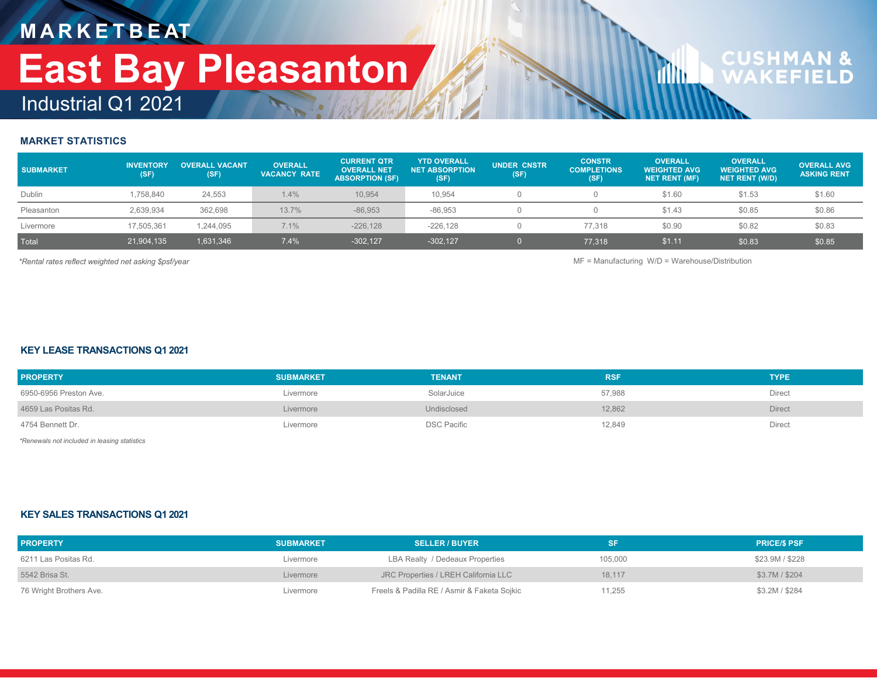# MARKETBEAT

# East Bay Pleasanton

## Industrial Q1 2021

### MARKET STATISTICS

| SUBMARKET | INVENTORY (SF) | OVERALL VACANT (SF) | OVERALL VACANCY RATE | CURRENT QTR OVERALL NET ABSORPTION (SF) | YTD OVERALL NET ABSORPTION (SF) | UNDER CNSTR (SF) | CONSTR COMPLETIONS (SF) | OVERALL WEIGHTED AVG NET RENT (MF) | OVERALL WEIGHTED AVG NET RENT (W/D) | OVERALL AVG ASKING RENT |
|---|---|---|---|---|---|---|---|---|---|---|
| Dublin | 1,758,840 | 24,553 | 1.4% | 10,954 | 10,954 | 0 | 0 | $1.60 | $1.53 | $1.60 |
| Pleasanton | 2,639,934 | 362,698 | 13.7% | -86,953 | -86,953 | 0 | 0 | $1.43 | $0.85 | $0.86 |
| Livermore | 17,505,361 | 1,244,095 | 7.1% | -226,128 | -226,128 | 0 | 77,318 | $0.90 | $0.82 | $0.83 |
| Total | 21,904,135 | 1,631,346 | 7.4% | -302,127 | -302,127 | 0 | 77,318 | $1.11 | $0.83 | $0.85 |

*Rental rates reflect weighted net asking $psf/year*

MF = Manufacturing W/D = Warehouse/Distribution

### KEY LEASE TRANSACTIONS Q1 2021

| PROPERTY | SUBMARKET | TENANT | RSF | TYPE |
|---|---|---|---|---|
| 6950-6956 Preston Ave. | Livermore | SolarJuice | 57,988 | Direct |
| 4659 Las Positas Rd. | Livermore | Undisclosed | 12,862 | Direct |
| 4754 Bennett Dr. | Livermore | DSC Pacific | 12,849 | Direct |

*Renewals not included in leasing statistics*

### KEY SALES TRANSACTIONS Q1 2021

| PROPERTY | SUBMARKET | SELLER / BUYER | SF | PRICE/$ PSF |
|---|---|---|---|---|
| 6211 Las Positas Rd. | Livermore | LBA Realty / Dedeaux Properties | 105,000 | $23.9M / $228 |
| 5542 Brisa St. | Livermore | JRC Properties / LREH California LLC | 18,117 | $3.7M / $204 |
| 76 Wright Brothers Ave. | Livermore | Freels & Padilla RE / Asmir & Faketa Sojkic | 11,255 | $3.2M / $284 |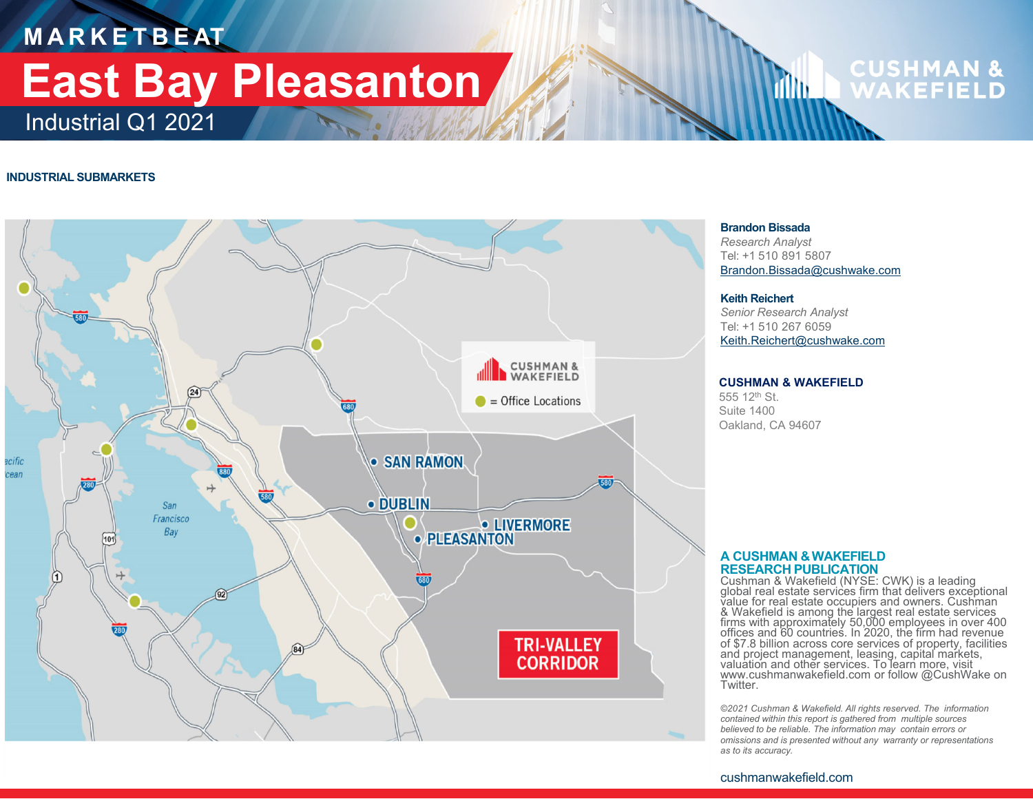# MARKETBEAT

# East Bay Pleasanton

Industrial Q1 2021

CUSHMAN & WAKEFIELD

### INDUSTRIAL SUBMARKETS

SAN RAMON
DUBLIN
LIVERMORE
PLEASANTON
TRI-VALLEY CORRIDOR
= Office Locations

**Brandon Bissada**
*Research Analyst*
Tel: +1 510 891 5807
Brandon.Bissada@cushwake.com

**Keith Reichert**
*Senior Research Analyst*
Tel: +1 510 267 6059
Keith.Reichert@cushwake.com

**CUSHMAN & WAKEFIELD**
555 12th St.
Suite 1400
Oakland, CA 94607

**A CUSHMAN & WAKEFIELD RESEARCH PUBLICATION**

Cushman & Wakefield (NYSE: CWK) is a leading global real estate services firm that delivers exceptional value for real estate occupiers and owners. Cushman & Wakefield is among the largest real estate services firms with approximately 50,000 employees in over 400 offices and 60 countries. In 2020, the firm had revenue of $7.8 billion across core services of property, facilities and project management, leasing, capital markets, valuation and other services. To learn more, visit www.cushmanwakefield.com or follow @CushWake on Twitter.

*©2021 Cushman & Wakefield. All rights reserved. The information contained within this report is gathered from multiple sources believed to be reliable. The information may contain errors or omissions and is presented without any warranty or representations as to its accuracy.*

cushmanwakefield.com